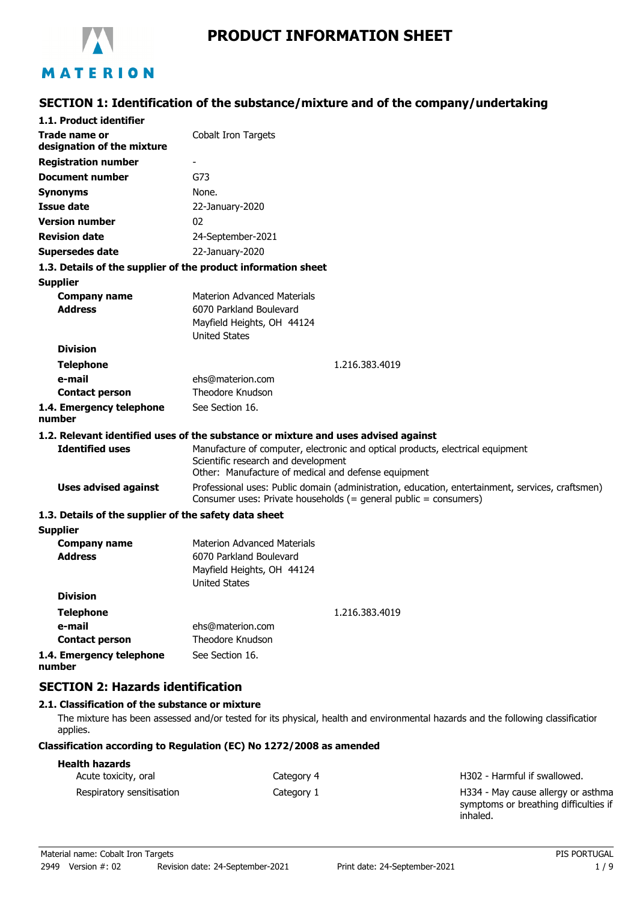# PRODUCT INFORMATION SHEET

MATERION

## SECTION 1: Identification of the substance/mixture and of the company/undertaking

### 1.1. Product identifier

| | |
|---|---|
| **Trade name or designation of the mixture** | Cobalt Iron Targets |
| **Registration number** | - |
| **Document number** | G73 |
| **Synonyms** | None. |
| **Issue date** | 22-January-2020 |
| **Version number** | 02 |
| **Revision date** | 24-September-2021 |
| **Supersedes date** | 22-January-2020 |

### 1.3. Details of the supplier of the product information sheet

**Supplier**

| | |
|---|---|
| **Company name** | Materion Advanced Materials |
| **Address** | 6070 Parkland Boulevard<br>Mayfield Heights, OH 44124<br>United States |
| **Division** | |
| **Telephone** | 1.216.383.4019 |
| **e-mail** | ehs@materion.com |
| **Contact person** | Theodore Knudson |
| **1.4. Emergency telephone number** | See Section 16. |

### 1.2. Relevant identified uses of the substance or mixture and uses advised against

| | |
|---|---|
| **Identified uses** | Manufacture of computer, electronic and optical products, electrical equipment<br>Scientific research and development<br>Other: Manufacture of medical and defense equipment |
| **Uses advised against** | Professional uses: Public domain (administration, education, entertainment, services, craftsmen)<br>Consumer uses: Private households (= general public = consumers) |

### 1.3. Details of the supplier of the safety data sheet

**Supplier**

| | |
|---|---|
| **Company name** | Materion Advanced Materials |
| **Address** | 6070 Parkland Boulevard<br>Mayfield Heights, OH 44124<br>United States |
| **Division** | |
| **Telephone** | 1.216.383.4019 |
| **e-mail** | ehs@materion.com |
| **Contact person** | Theodore Knudson |
| **1.4. Emergency telephone number** | See Section 16. |

## SECTION 2: Hazards identification

### 2.1. Classification of the substance or mixture

The mixture has been assessed and/or tested for its physical, health and environmental hazards and the following classification applies.

**Classification according to Regulation (EC) No 1272/2008 as amended**

**Health hazards**

| | | |
|---|---|---|
| Acute toxicity, oral | Category 4 | H302 - Harmful if swallowed. |
| Respiratory sensitisation | Category 1 | H334 - May cause allergy or asthma symptoms or breathing difficulties if inhaled. |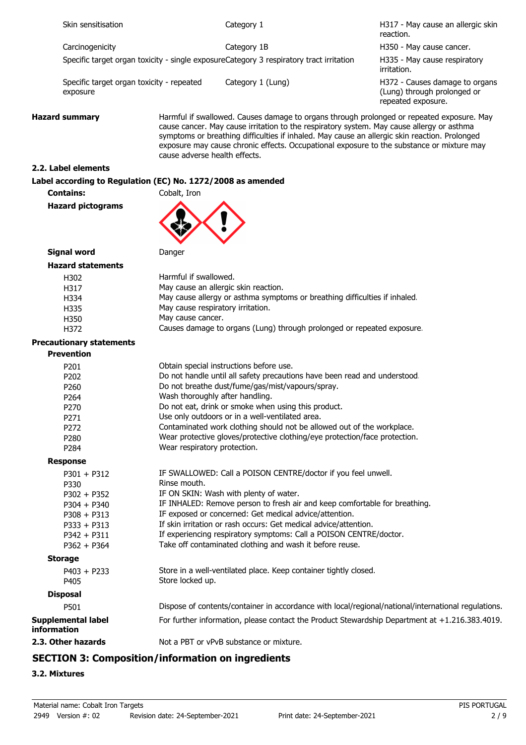| | | |
|---|---|---|
| Skin sensitisation | Category 1 | H317 - May cause an allergic skin reaction. |
| Carcinogenicity | Category 1B | H350 - May cause cancer. |
| Specific target organ toxicity - single exposure | Category 3 respiratory tract irritation | H335 - May cause respiratory irritation. |
| Specific target organ toxicity - repeated exposure | Category 1 (Lung) | H372 - Causes damage to organs (Lung) through prolonged or repeated exposure. |

**Hazard summary** Harmful if swallowed. Causes damage to organs through prolonged or repeated exposure. May cause cancer. May cause irritation to the respiratory system. May cause allergy or asthma symptoms or breathing difficulties if inhaled. May cause an allergic skin reaction. Prolonged exposure may cause chronic effects. Occupational exposure to the substance or mixture may cause adverse health effects.

### 2.2. Label elements

**Label according to Regulation (EC) No. 1272/2008 as amended**

**Contains:** Cobalt, Iron

**Hazard pictograms**

**Signal word** Danger

**Hazard statements**

| | |
|---|---|
| H302 | Harmful if swallowed. |
| H317 | May cause an allergic skin reaction. |
| H334 | May cause allergy or asthma symptoms or breathing difficulties if inhaled. |
| H335 | May cause respiratory irritation. |
| H350 | May cause cancer. |
| H372 | Causes damage to organs (Lung) through prolonged or repeated exposure. |

**Precautionary statements**

**Prevention**

| | |
|---|---|
| P201 | Obtain special instructions before use. |
| P202 | Do not handle until all safety precautions have been read and understood. |
| P260 | Do not breathe dust/fume/gas/mist/vapours/spray. |
| P264 | Wash thoroughly after handling. |
| P270 | Do not eat, drink or smoke when using this product. |
| P271 | Use only outdoors or in a well-ventilated area. |
| P272 | Contaminated work clothing should not be allowed out of the workplace. |
| P280 | Wear protective gloves/protective clothing/eye protection/face protection. |
| P284 | Wear respiratory protection. |

**Response**

| | |
|---|---|
| P301 + P312 | IF SWALLOWED: Call a POISON CENTRE/doctor if you feel unwell. |
| P330 | Rinse mouth. |
| P302 + P352 | IF ON SKIN: Wash with plenty of water. |
| P304 + P340 | IF INHALED: Remove person to fresh air and keep comfortable for breathing. |
| P308 + P313 | IF exposed or concerned: Get medical advice/attention. |
| P333 + P313 | If skin irritation or rash occurs: Get medical advice/attention. |
| P342 + P311 | If experiencing respiratory symptoms: Call a POISON CENTRE/doctor. |
| P362 + P364 | Take off contaminated clothing and wash it before reuse. |

**Storage**

| | |
|---|---|
| P403 + P233 | Store in a well-ventilated place. Keep container tightly closed. |
| P405 | Store locked up. |

**Disposal**

| | |
|---|---|
| P501 | Dispose of contents/container in accordance with local/regional/national/international regulations. |

**Supplemental label information** For further information, please contact the Product Stewardship Department at +1.216.383.4019.

**2.3. Other hazards** Not a PBT or vPvB substance or mixture.

## SECTION 3: Composition/information on ingredients

### 3.2. Mixtures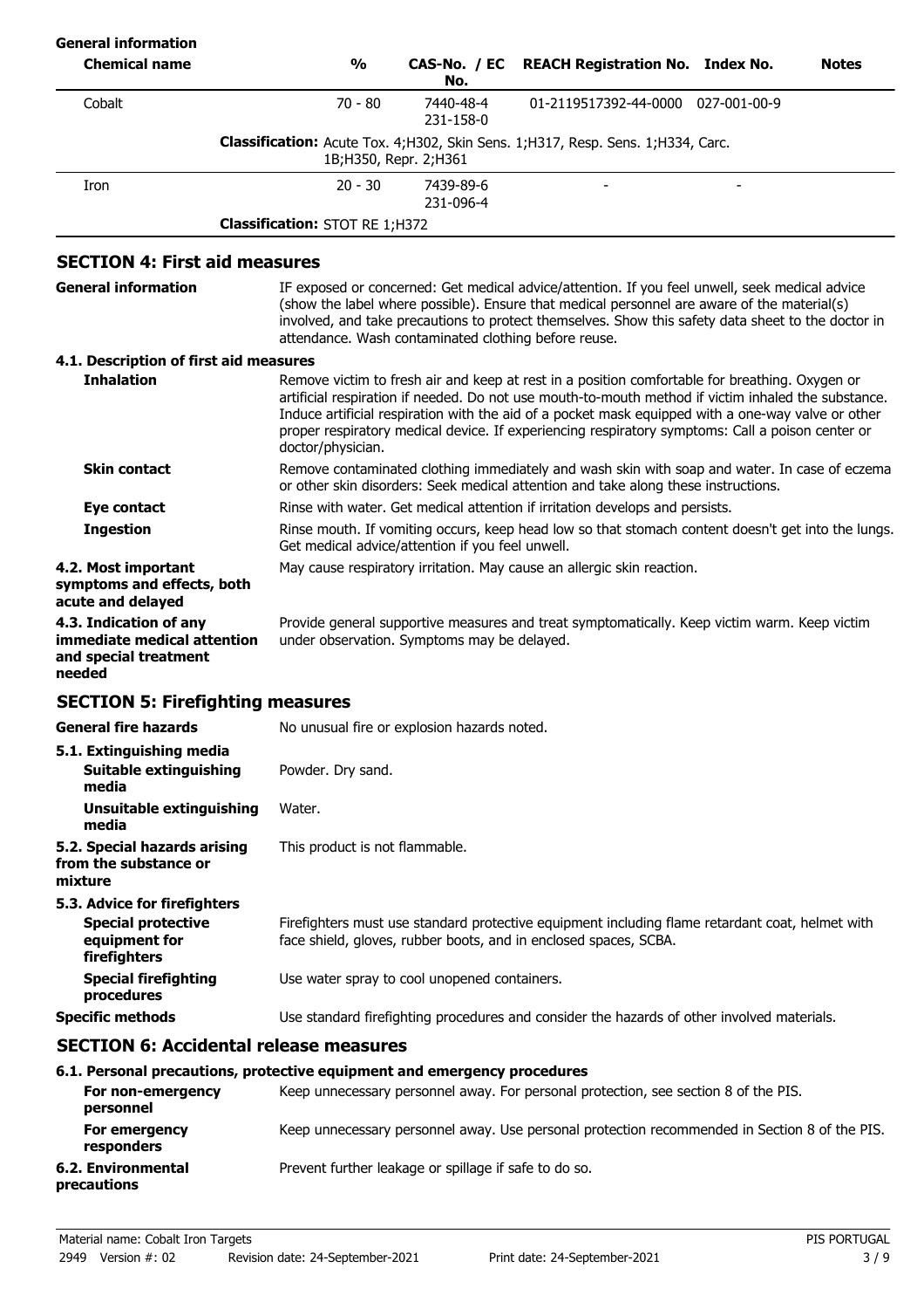**General information**

| Chemical name | % | CAS-No. / EC No. | REACH Registration No. | Index No. | Notes |
|---|---|---|---|---|---|
| Cobalt | 70 - 80 | 7440-48-4<br>231-158-0 | 01-2119517392-44-0000 | 027-001-00-9 | |
| | **Classification:** Acute Tox. 4;H302, Skin Sens. 1;H317, Resp. Sens. 1;H334, Carc. 1B;H350, Repr. 2;H361 | | | | |
| Iron | 20 - 30 | 7439-89-6<br>231-096-4 | - | - | |
| | **Classification:** STOT RE 1;H372 | | | | |

## SECTION 4: First aid measures

**General information**
IF exposed or concerned: Get medical advice/attention. If you feel unwell, seek medical advice (show the label where possible). Ensure that medical personnel are aware of the material(s) involved, and take precautions to protect themselves. Show this safety data sheet to the doctor in attendance. Wash contaminated clothing before reuse.

### 4.1. Description of first aid measures

**Inhalation**
Remove victim to fresh air and keep at rest in a position comfortable for breathing. Oxygen or artificial respiration if needed. Do not use mouth-to-mouth method if victim inhaled the substance. Induce artificial respiration with the aid of a pocket mask equipped with a one-way valve or other proper respiratory medical device. If experiencing respiratory symptoms: Call a poison center or doctor/physician.

**Skin contact**
Remove contaminated clothing immediately and wash skin with soap and water. In case of eczema or other skin disorders: Seek medical attention and take along these instructions.

**Eye contact**
Rinse with water. Get medical attention if irritation develops and persists.

**Ingestion**
Rinse mouth. If vomiting occurs, keep head low so that stomach content doesn't get into the lungs. Get medical advice/attention if you feel unwell.

**4.2. Most important symptoms and effects, both acute and delayed**
May cause respiratory irritation. May cause an allergic skin reaction.

**4.3. Indication of any immediate medical attention and special treatment needed**
Provide general supportive measures and treat symptomatically. Keep victim warm. Keep victim under observation. Symptoms may be delayed.

## SECTION 5: Firefighting measures

**General fire hazards**
No unusual fire or explosion hazards noted.

### 5.1. Extinguishing media

**Suitable extinguishing media**
Powder. Dry sand.

**Unsuitable extinguishing media**
Water.

**5.2. Special hazards arising from the substance or mixture**
This product is not flammable.

### 5.3. Advice for firefighters

**Special protective equipment for firefighters**
Firefighters must use standard protective equipment including flame retardant coat, helmet with face shield, gloves, rubber boots, and in enclosed spaces, SCBA.

**Special firefighting procedures**
Use water spray to cool unopened containers.

**Specific methods**
Use standard firefighting procedures and consider the hazards of other involved materials.

## SECTION 6: Accidental release measures

### 6.1. Personal precautions, protective equipment and emergency procedures

**For non-emergency personnel**
Keep unnecessary personnel away. For personal protection, see section 8 of the PIS.

**For emergency responders**
Keep unnecessary personnel away. Use personal protection recommended in Section 8 of the PIS.

**6.2. Environmental precautions**
Prevent further leakage or spillage if safe to do so.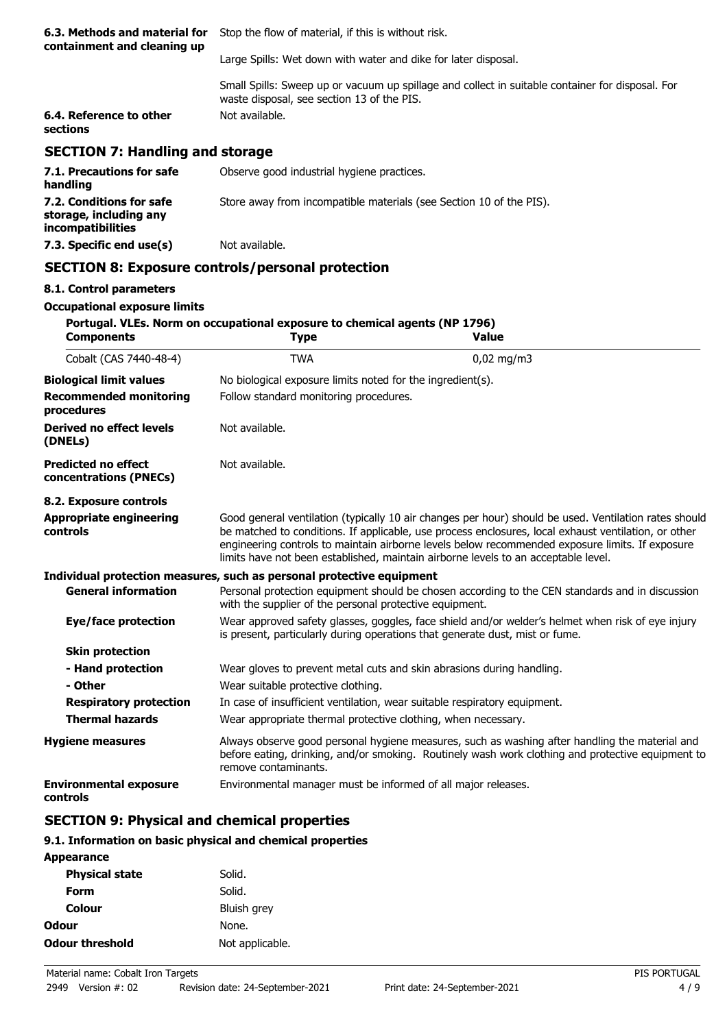**6.3. Methods and material for containment and cleaning up**

Stop the flow of material, if this is without risk.

Large Spills: Wet down with water and dike for later disposal.

Small Spills: Sweep up or vacuum up spillage and collect in suitable container for disposal. For waste disposal, see section 13 of the PIS.

**6.4. Reference to other sections**

Not available.

## SECTION 7: Handling and storage

**7.1. Precautions for safe handling**

Observe good industrial hygiene practices.

**7.2. Conditions for safe storage, including any incompatibilities**

Store away from incompatible materials (see Section 10 of the PIS).

**7.3. Specific end use(s)**

Not available.

## SECTION 8: Exposure controls/personal protection

**8.1. Control parameters**

**Occupational exposure limits**

**Portugal. VLEs. Norm on occupational exposure to chemical agents (NP 1796)**

| Components | Type | Value |
| --- | --- | --- |
| Cobalt (CAS 7440-48-4) | TWA | 0,02 mg/m3 |

**Biological limit values**

No biological exposure limits noted for the ingredient(s).

**Recommended monitoring procedures**

Follow standard monitoring procedures.

**Derived no effect levels (DNELs)**

Not available.

**Predicted no effect concentrations (PNECs)**

Not available.

**8.2. Exposure controls**

**Appropriate engineering controls**

Good general ventilation (typically 10 air changes per hour) should be used. Ventilation rates should be matched to conditions. If applicable, use process enclosures, local exhaust ventilation, or other engineering controls to maintain airborne levels below recommended exposure limits. If exposure limits have not been established, maintain airborne levels to an acceptable level.

**Individual protection measures, such as personal protective equipment**

**General information**

Personal protection equipment should be chosen according to the CEN standards and in discussion with the supplier of the personal protective equipment.

**Eye/face protection**

Wear approved safety glasses, goggles, face shield and/or welder's helmet when risk of eye injury is present, particularly during operations that generate dust, mist or fume.

**Skin protection**

**- Hand protection**

Wear gloves to prevent metal cuts and skin abrasions during handling.

**- Other**

Wear suitable protective clothing.

**Respiratory protection**

In case of insufficient ventilation, wear suitable respiratory equipment.

**Thermal hazards**

Wear appropriate thermal protective clothing, when necessary.

**Hygiene measures**

Always observe good personal hygiene measures, such as washing after handling the material and before eating, drinking, and/or smoking. Routinely wash work clothing and protective equipment to remove contaminants.

**Environmental exposure controls**

Environmental manager must be informed of all major releases.

## SECTION 9: Physical and chemical properties

**9.1. Information on basic physical and chemical properties**

**Appearance**

| | |
| --- | --- |
| **Physical state** | Solid. |
| **Form** | Solid. |
| **Colour** | Bluish grey |
| **Odour** | None. |
| **Odour threshold** | Not applicable. |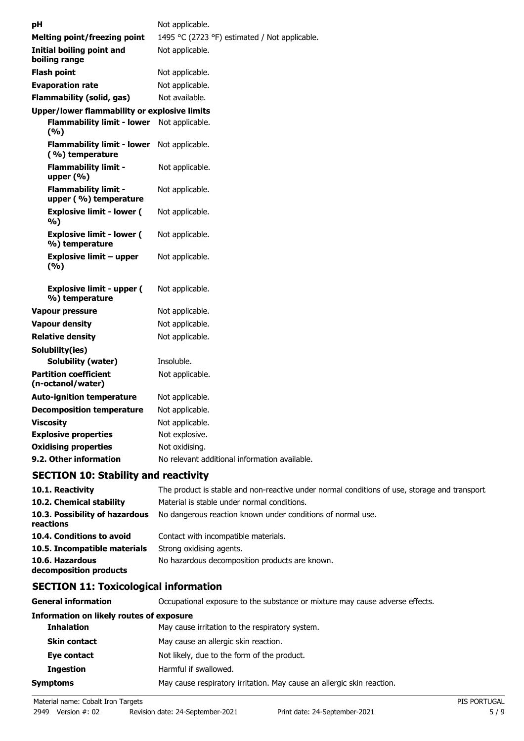| | |
|---|---|
| **pH** | Not applicable. |
| **Melting point/freezing point** | 1495 °C (2723 °F) estimated / Not applicable. |
| **Initial boiling point and boiling range** | Not applicable. |
| **Flash point** | Not applicable. |
| **Evaporation rate** | Not applicable. |
| **Flammability (solid, gas)** | Not available. |
| **Upper/lower flammability or explosive limits** | |
| **Flammability limit - lower (%)** | Not applicable. |
| **Flammability limit - lower (%) temperature** | Not applicable. |
| **Flammability limit - upper (%)** | Not applicable. |
| **Flammability limit - upper (%) temperature** | Not applicable. |
| **Explosive limit - lower (%)** | Not applicable. |
| **Explosive limit - lower (%) temperature** | Not applicable. |
| **Explosive limit – upper (%)** | Not applicable. |
| **Explosive limit - upper (%) temperature** | Not applicable. |
| **Vapour pressure** | Not applicable. |
| **Vapour density** | Not applicable. |
| **Relative density** | Not applicable. |
| **Solubility(ies)** | |
| **Solubility (water)** | Insoluble. |
| **Partition coefficient (n-octanol/water)** | Not applicable. |
| **Auto-ignition temperature** | Not applicable. |
| **Decomposition temperature** | Not applicable. |
| **Viscosity** | Not applicable. |
| **Explosive properties** | Not explosive. |
| **Oxidising properties** | Not oxidising. |
| **9.2. Other information** | No relevant additional information available. |

## SECTION 10: Stability and reactivity

| | |
|---|---|
| **10.1. Reactivity** | The product is stable and non-reactive under normal conditions of use, storage and transport. |
| **10.2. Chemical stability** | Material is stable under normal conditions. |
| **10.3. Possibility of hazardous reactions** | No dangerous reaction known under conditions of normal use. |
| **10.4. Conditions to avoid** | Contact with incompatible materials. |
| **10.5. Incompatible materials** | Strong oxidising agents. |
| **10.6. Hazardous decomposition products** | No hazardous decomposition products are known. |

## SECTION 11: Toxicological information

| | |
|---|---|
| **General information** | Occupational exposure to the substance or mixture may cause adverse effects. |
| **Information on likely routes of exposure** | |
| **Inhalation** | May cause irritation to the respiratory system. |
| **Skin contact** | May cause an allergic skin reaction. |
| **Eye contact** | Not likely, due to the form of the product. |
| **Ingestion** | Harmful if swallowed. |
| **Symptoms** | May cause respiratory irritation. May cause an allergic skin reaction. |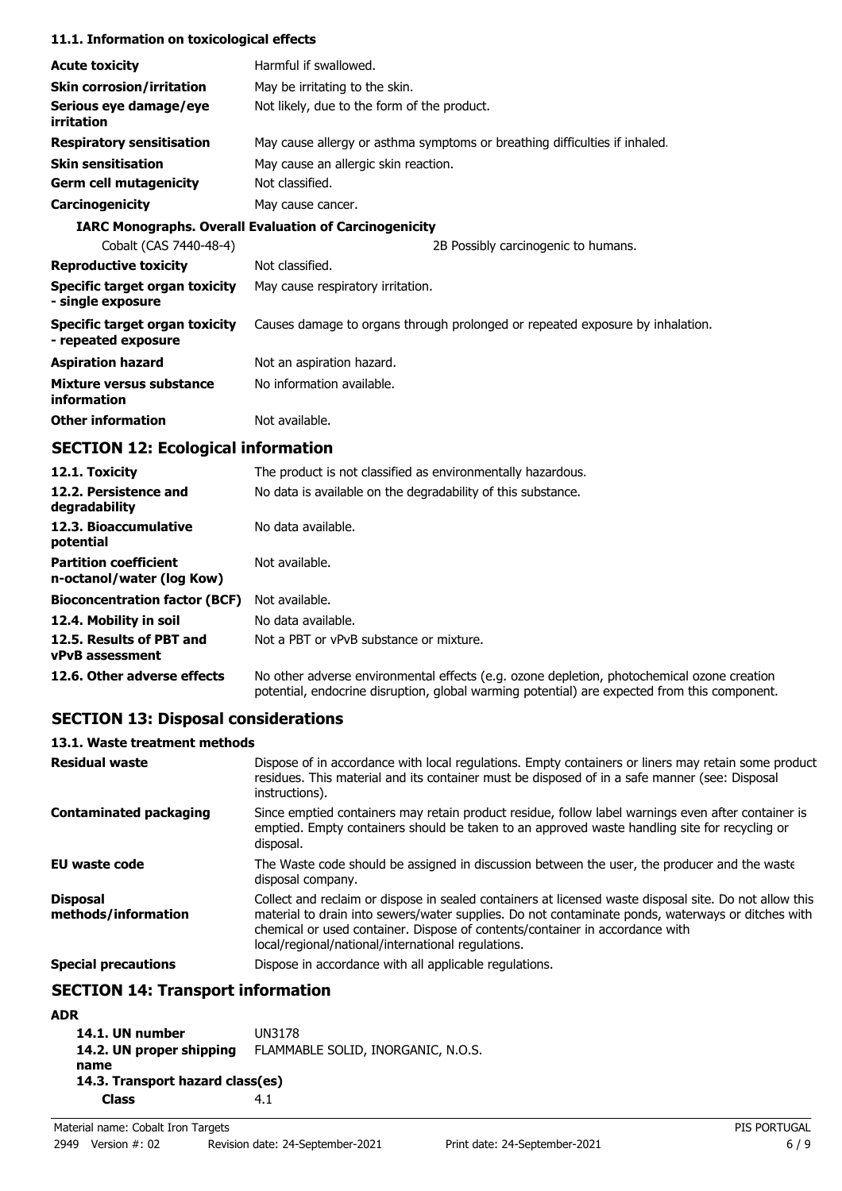### 11.1. Information on toxicological effects

| | |
|---|---|
| **Acute toxicity** | Harmful if swallowed. |
| **Skin corrosion/irritation** | May be irritating to the skin. |
| **Serious eye damage/eye irritation** | Not likely, due to the form of the product. |
| **Respiratory sensitisation** | May cause allergy or asthma symptoms or breathing difficulties if inhaled. |
| **Skin sensitisation** | May cause an allergic skin reaction. |
| **Germ cell mutagenicity** | Not classified. |
| **Carcinogenicity** | May cause cancer. |

**IARC Monographs. Overall Evaluation of Carcinogenicity**

| | |
|---|---|
| Cobalt (CAS 7440-48-4) | 2B Possibly carcinogenic to humans. |

| | |
|---|---|
| **Reproductive toxicity** | Not classified. |
| **Specific target organ toxicity - single exposure** | May cause respiratory irritation. |
| **Specific target organ toxicity - repeated exposure** | Causes damage to organs through prolonged or repeated exposure by inhalation. |
| **Aspiration hazard** | Not an aspiration hazard. |
| **Mixture versus substance information** | No information available. |
| **Other information** | Not available. |

## SECTION 12: Ecological information

| | |
|---|---|
| **12.1. Toxicity** | The product is not classified as environmentally hazardous. |
| **12.2. Persistence and degradability** | No data is available on the degradability of this substance. |
| **12.3. Bioaccumulative potential** | No data available. |
| **Partition coefficient n-octanol/water (log Kow)** | Not available. |
| **Bioconcentration factor (BCF)** | Not available. |
| **12.4. Mobility in soil** | No data available. |
| **12.5. Results of PBT and vPvB assessment** | Not a PBT or vPvB substance or mixture. |
| **12.6. Other adverse effects** | No other adverse environmental effects (e.g. ozone depletion, photochemical ozone creation potential, endocrine disruption, global warming potential) are expected from this component. |

## SECTION 13: Disposal considerations

### 13.1. Waste treatment methods

| | |
|---|---|
| **Residual waste** | Dispose of in accordance with local regulations. Empty containers or liners may retain some product residues. This material and its container must be disposed of in a safe manner (see: Disposal instructions). |
| **Contaminated packaging** | Since emptied containers may retain product residue, follow label warnings even after container is emptied. Empty containers should be taken to an approved waste handling site for recycling or disposal. |
| **EU waste code** | The Waste code should be assigned in discussion between the user, the producer and the waste disposal company. |
| **Disposal methods/information** | Collect and reclaim or dispose in sealed containers at licensed waste disposal site. Do not allow this material to drain into sewers/water supplies. Do not contaminate ponds, waterways or ditches with chemical or used container. Dispose of contents/container in accordance with local/regional/national/international regulations. |
| **Special precautions** | Dispose in accordance with all applicable regulations. |

## SECTION 14: Transport information

**ADR**

| | |
|---|---|
| **14.1. UN number** | UN3178 |
| **14.2. UN proper shipping name** | FLAMMABLE SOLID, INORGANIC, N.O.S. |
| **14.3. Transport hazard class(es)** | |
| **Class** | 4.1 |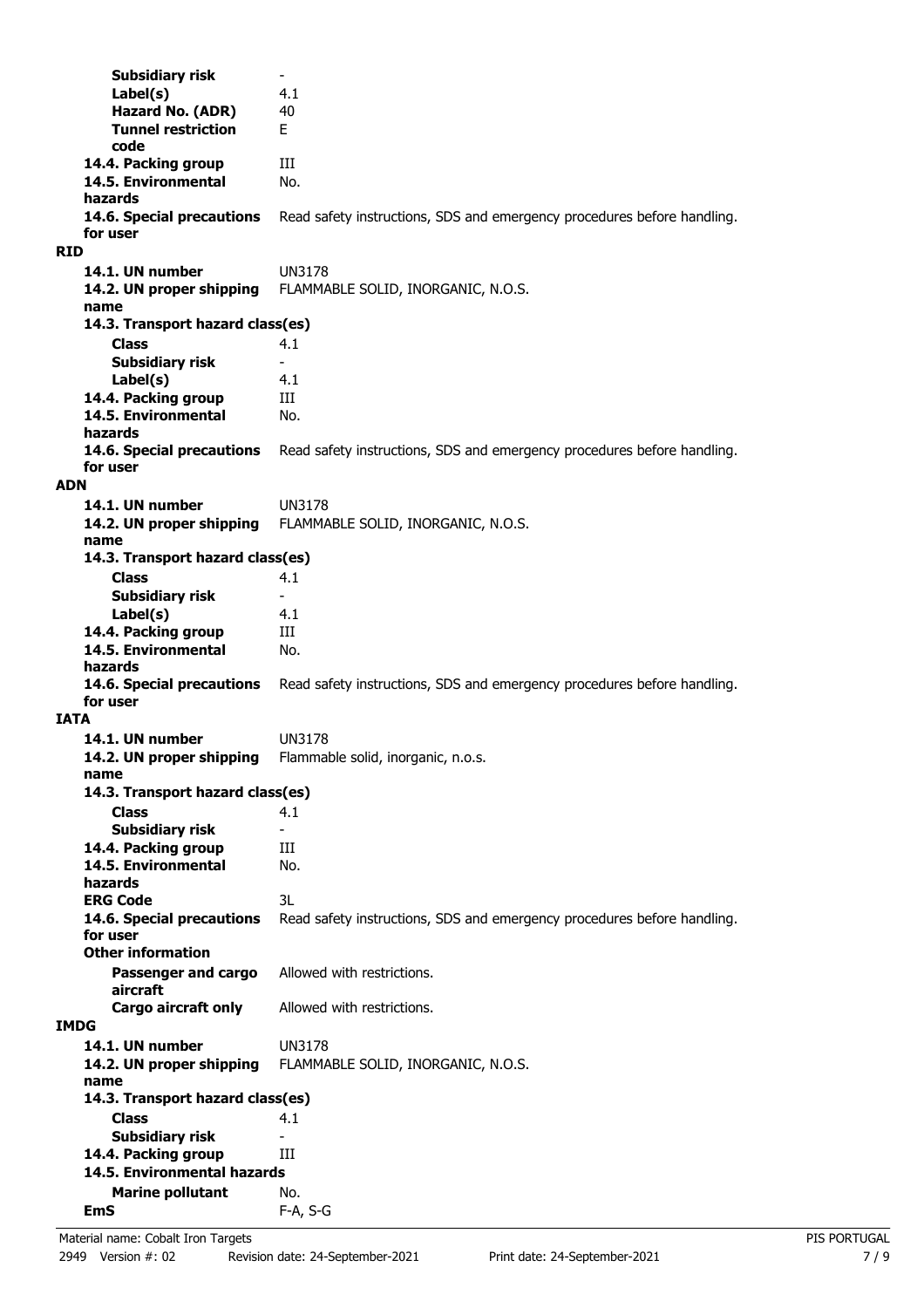| | |
|---|---|
| **Subsidiary risk** | - |
| **Label(s)** | 4.1 |
| **Hazard No. (ADR)** | 40 |
| **Tunnel restriction code** | E |
| **14.4. Packing group** | III |
| **14.5. Environmental hazards** | No. |
| **14.6. Special precautions for user** | Read safety instructions, SDS and emergency procedures before handling. |

**RID**

| | |
|---|---|
| **14.1. UN number** | UN3178 |
| **14.2. UN proper shipping name** | FLAMMABLE SOLID, INORGANIC, N.O.S. |
| **14.3. Transport hazard class(es)** | |
| **Class** | 4.1 |
| **Subsidiary risk** | - |
| **Label(s)** | 4.1 |
| **14.4. Packing group** | III |
| **14.5. Environmental hazards** | No. |
| **14.6. Special precautions for user** | Read safety instructions, SDS and emergency procedures before handling. |

**ADN**

| | |
|---|---|
| **14.1. UN number** | UN3178 |
| **14.2. UN proper shipping name** | FLAMMABLE SOLID, INORGANIC, N.O.S. |
| **14.3. Transport hazard class(es)** | |
| **Class** | 4.1 |
| **Subsidiary risk** | - |
| **Label(s)** | 4.1 |
| **14.4. Packing group** | III |
| **14.5. Environmental hazards** | No. |
| **14.6. Special precautions for user** | Read safety instructions, SDS and emergency procedures before handling. |

**IATA**

| | |
|---|---|
| **14.1. UN number** | UN3178 |
| **14.2. UN proper shipping name** | Flammable solid, inorganic, n.o.s. |
| **14.3. Transport hazard class(es)** | |
| **Class** | 4.1 |
| **Subsidiary risk** | - |
| **14.4. Packing group** | III |
| **14.5. Environmental hazards** | No. |
| **ERG Code** | 3L |
| **14.6. Special precautions for user** | Read safety instructions, SDS and emergency procedures before handling. |
| **Other information** | |
| **Passenger and cargo aircraft** | Allowed with restrictions. |
| **Cargo aircraft only** | Allowed with restrictions. |

**IMDG**

| | |
|---|---|
| **14.1. UN number** | UN3178 |
| **14.2. UN proper shipping name** | FLAMMABLE SOLID, INORGANIC, N.O.S. |
| **14.3. Transport hazard class(es)** | |
| **Class** | 4.1 |
| **Subsidiary risk** | - |
| **14.4. Packing group** | III |
| **14.5. Environmental hazards** | |
| **Marine pollutant** | No. |
| **EmS** | F-A, S-G |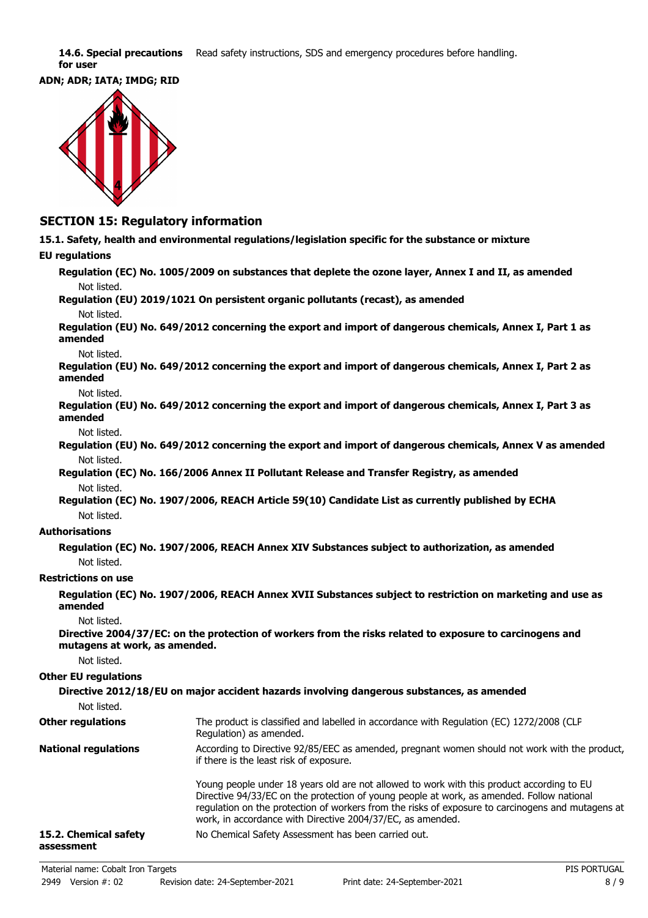**14.6. Special precautions for user** Read safety instructions, SDS and emergency procedures before handling.

**ADN; ADR; IATA; IMDG; RID**

## SECTION 15: Regulatory information

**15.1. Safety, health and environmental regulations/legislation specific for the substance or mixture**

**EU regulations**

**Regulation (EC) No. 1005/2009 on substances that deplete the ozone layer, Annex I and II, as amended**

Not listed.

**Regulation (EU) 2019/1021 On persistent organic pollutants (recast), as amended**

Not listed.

**Regulation (EU) No. 649/2012 concerning the export and import of dangerous chemicals, Annex I, Part 1 as amended**

Not listed.

**Regulation (EU) No. 649/2012 concerning the export and import of dangerous chemicals, Annex I, Part 2 as amended**

Not listed.

**Regulation (EU) No. 649/2012 concerning the export and import of dangerous chemicals, Annex I, Part 3 as amended**

Not listed.

**Regulation (EU) No. 649/2012 concerning the export and import of dangerous chemicals, Annex V as amended**

Not listed.

**Regulation (EC) No. 166/2006 Annex II Pollutant Release and Transfer Registry, as amended**

Not listed.

**Regulation (EC) No. 1907/2006, REACH Article 59(10) Candidate List as currently published by ECHA**

Not listed.

**Authorisations**

**Regulation (EC) No. 1907/2006, REACH Annex XIV Substances subject to authorization, as amended**

Not listed.

**Restrictions on use**

**Regulation (EC) No. 1907/2006, REACH Annex XVII Substances subject to restriction on marketing and use as amended**

Not listed.

**Directive 2004/37/EC: on the protection of workers from the risks related to exposure to carcinogens and mutagens at work, as amended.**

Not listed.

**Other EU regulations**

**Directive 2012/18/EU on major accident hazards involving dangerous substances, as amended**

Not listed.

**Other regulations** The product is classified and labelled in accordance with Regulation (EC) 1272/2008 (CLP Regulation) as amended.

**National regulations** According to Directive 92/85/EEC as amended, pregnant women should not work with the product, if there is the least risk of exposure.

Young people under 18 years old are not allowed to work with this product according to EU Directive 94/33/EC on the protection of young people at work, as amended. Follow national regulation on the protection of workers from the risks of exposure to carcinogens and mutagens at work, in accordance with Directive 2004/37/EC, as amended.

**15.2. Chemical safety assessment** No Chemical Safety Assessment has been carried out.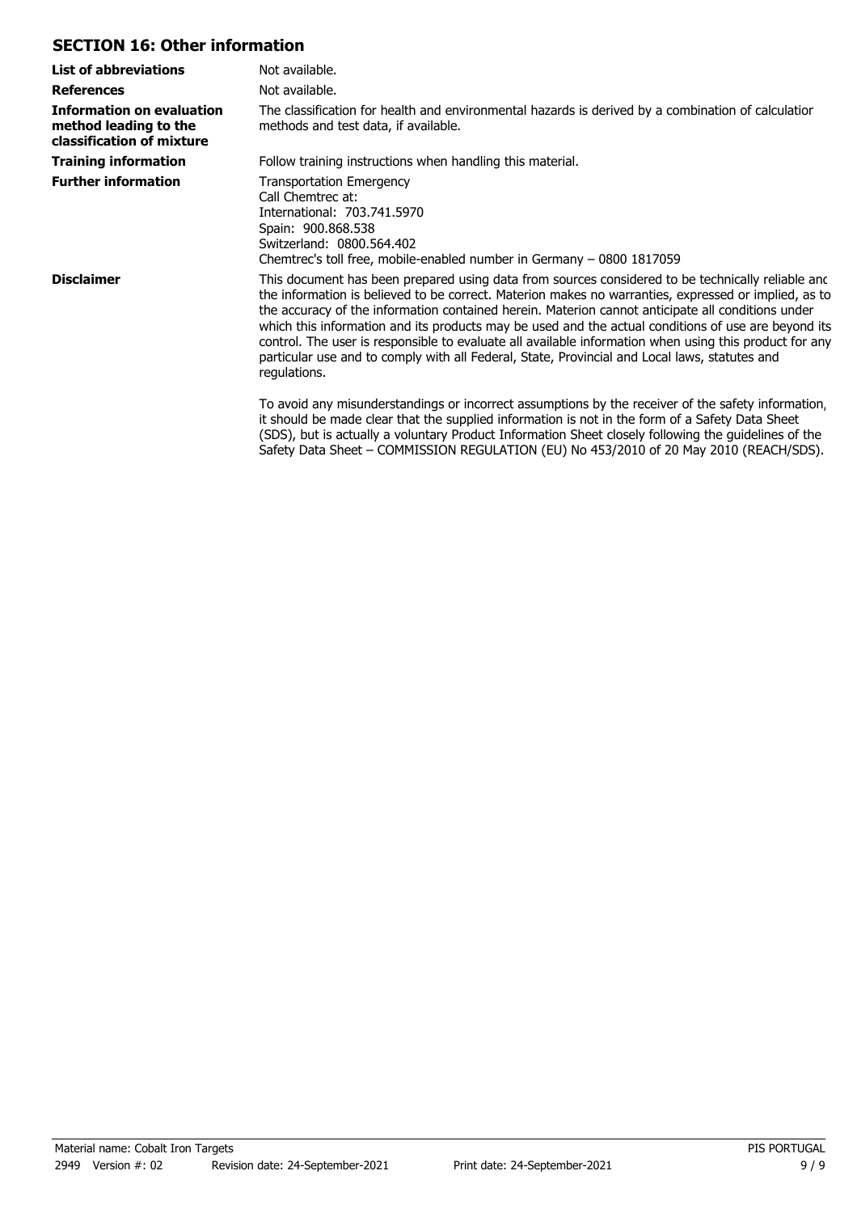## SECTION 16: Other information

| | |
|---|---|
| **List of abbreviations** | Not available. |
| **References** | Not available. |
| **Information on evaluation method leading to the classification of mixture** | The classification for health and environmental hazards is derived by a combination of calculatior methods and test data, if available. |
| **Training information** | Follow training instructions when handling this material. |
| **Further information** | Transportation Emergency<br>Call Chemtrec at:<br>International: 703.741.5970<br>Spain: 900.868.538<br>Switzerland: 0800.564.402<br>Chemtrec's toll free, mobile-enabled number in Germany – 0800 1817059 |
| **Disclaimer** | This document has been prepared using data from sources considered to be technically reliable anc the information is believed to be correct. Materion makes no warranties, expressed or implied, as to the accuracy of the information contained herein. Materion cannot anticipate all conditions under which this information and its products may be used and the actual conditions of use are beyond its control. The user is responsible to evaluate all available information when using this product for any particular use and to comply with all Federal, State, Provincial and Local laws, statutes and regulations.<br><br>To avoid any misunderstandings or incorrect assumptions by the receiver of the safety information, it should be made clear that the supplied information is not in the form of a Safety Data Sheet (SDS), but is actually a voluntary Product Information Sheet closely following the guidelines of the Safety Data Sheet – COMMISSION REGULATION (EU) No 453/2010 of 20 May 2010 (REACH/SDS). |

Material name: Cobalt Iron Targets
2949 Version #: 02 Revision date: 24-September-2021 Print date: 24-September-2021
PIS PORTUGAL